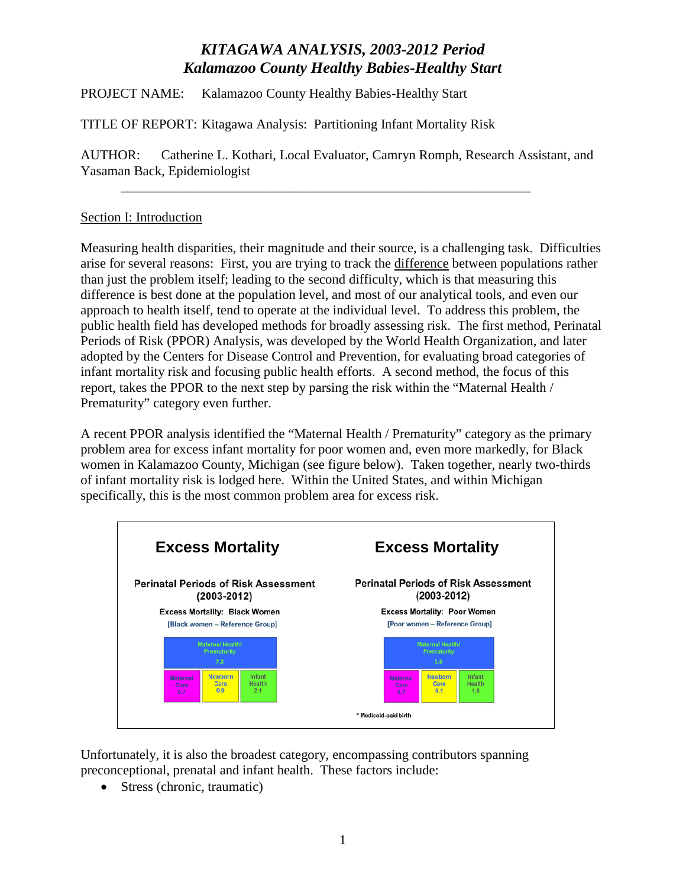# *KITAGAWA ANALYSIS, 2003-2012 Period*
# *Kalamazoo County Healthy Babies-Healthy Start*

PROJECT NAME: Kalamazoo County Healthy Babies-Healthy Start

TITLE OF REPORT: Kitagawa Analysis: Partitioning Infant Mortality Risk

AUTHOR: Catherine L. Kothari, Local Evaluator, Camryn Romph, Research Assistant, and Yasaman Back, Epidemiologist

---

## Section I: Introduction

Measuring health disparities, their magnitude and their source, is a challenging task. Difficulties arise for several reasons: First, you are trying to track the difference between populations rather than just the problem itself; leading to the second difficulty, which is that measuring this difference is best done at the population level, and most of our analytical tools, and even our approach to health itself, tend to operate at the individual level. To address this problem, the public health field has developed methods for broadly assessing risk. The first method, Perinatal Periods of Risk (PPOR) Analysis, was developed by the World Health Organization, and later adopted by the Centers for Disease Control and Prevention, for evaluating broad categories of infant mortality risk and focusing public health efforts. A second method, the focus of this report, takes the PPOR to the next step by parsing the risk within the "Maternal Health / Prematurity" category even further.

A recent PPOR analysis identified the "Maternal Health / Prematurity" category as the primary problem area for excess infant mortality for poor women and, even more markedly, for Black women in Kalamazoo County, Michigan (see figure below). Taken together, nearly two-thirds of infant mortality risk is lodged here. Within the United States, and within Michigan specifically, this is the most common problem area for excess risk.

**Excess Mortality**

Perinatal Periods of Risk Assessment (2003-2012)

Excess Mortality: Black Women

[Black women – Reference Group]

| Maternal Health/ Prematurity 7.3 | | |
|---|---|---|
| Maternal Care 0.7 | Newborn Care 0.9 | Infant Health 2.1 |

**Excess Mortality**

Perinatal Periods of Risk Assessment (2003-2012)

Excess Mortality: Poor Women

[Poor women – Reference Group]

| Maternal Health/ Prematurity 3.5 | | |
|---|---|---|
| Maternal Care 0.7 | Newborn Care 0.1 | Infant Health 1.6 |

* Medicaid-paid birth

Unfortunately, it is also the broadest category, encompassing contributors spanning preconceptional, prenatal and infant health. These factors include:

- Stress (chronic, traumatic)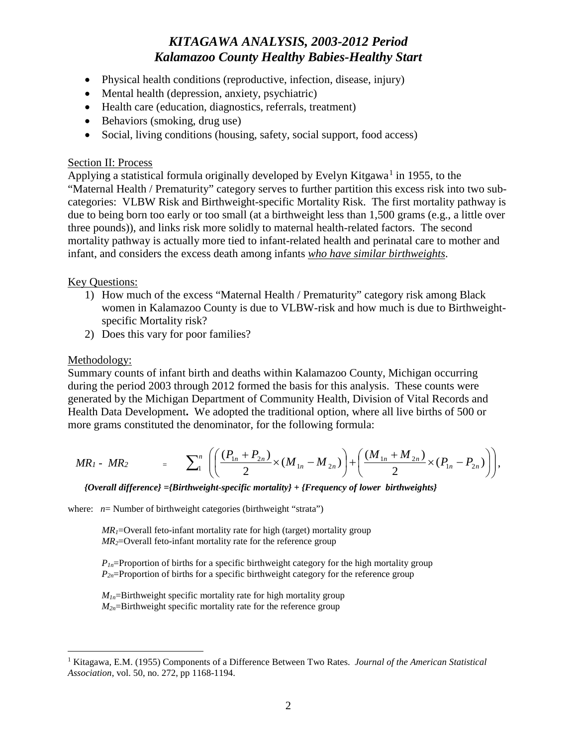# *KITAGAWA ANALYSIS, 2003-2012 Period*
# *Kalamazoo County Healthy Babies-Healthy Start*

- Physical health conditions (reproductive, infection, disease, injury)
- Mental health (depression, anxiety, psychiatric)
- Health care (education, diagnostics, referrals, treatment)
- Behaviors (smoking, drug use)
- Social, living conditions (housing, safety, social support, food access)

Section II: Process

Applying a statistical formula originally developed by Evelyn Kitgawa[1] in 1955, to the "Maternal Health / Prematurity" category serves to further partition this excess risk into two sub-categories: VLBW Risk and Birthweight-specific Mortality Risk. The first mortality pathway is due to being born too early or too small (at a birthweight less than 1,500 grams (e.g., a little over three pounds)), and links risk more solidly to maternal health-related factors. The second mortality pathway is actually more tied to infant-related health and perinatal care to mother and infant, and considers the excess death among infants ***who have similar birthweights***.

Key Questions:

1) How much of the excess "Maternal Health / Prematurity" category risk among Black women in Kalamazoo County is due to VLBW-risk and how much is due to Birthweight-specific Mortality risk?
2) Does this vary for poor families?

Methodology:

Summary counts of infant birth and deaths within Kalamazoo County, Michigan occurring during the period 2003 through 2012 formed the basis for this analysis. These counts were generated by the Michigan Department of Community Health, Division of Vital Records and Health Data Development**.** We adopted the traditional option, where all live births of 500 or more grams constituted the denominator, for the following formula:

$$MR_1 - MR_2 = \sum_1^n \left( \left( \frac{(P_{1n} + P_{2n})}{2} \times (M_{1n} - M_{2n}) \right) + \left( \frac{(M_{1n} + M_{2n})}{2} \times (P_{1n} - P_{2n}) \right) \right),$$

***{Overall difference} ={Birthweight-specific mortality} + {Frequency of lower birthweights}***

where: $n$= Number of birthweight categories (birthweight "strata")

$MR_1$=Overall feto-infant mortality rate for high (target) mortality group  
$MR_2$=Overall feto-infant mortality rate for the reference group

$P_{1n}$=Proportion of births for a specific birthweight category for the high mortality group  
$P_{2n}$=Proportion of births for a specific birthweight category for the reference group

$M_{1n}$=Birthweight specific mortality rate for high mortality group  
$M_{2n}$=Birthweight specific mortality rate for the reference group

[1] Kitagawa, E.M. (1955) Components of a Difference Between Two Rates. *Journal of the American Statistical Association*, vol. 50, no. 272, pp 1168-1194.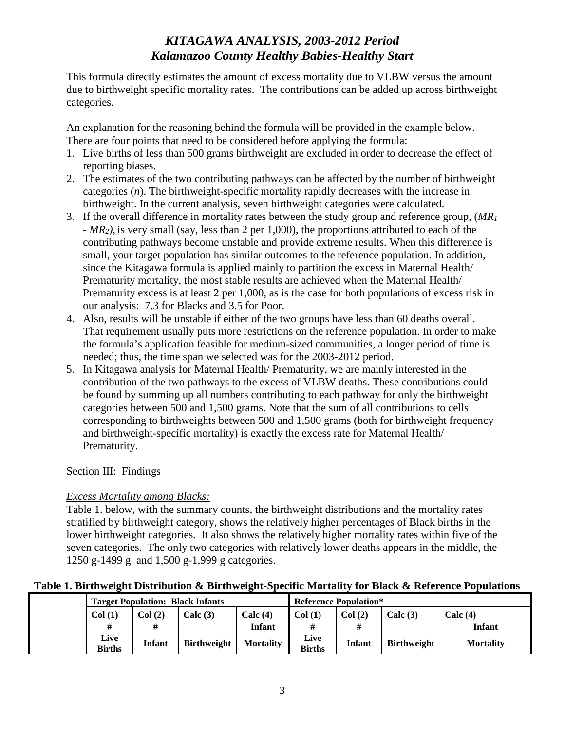# *KITAGAWA ANALYSIS, 2003-2012 Period*
# *Kalamazoo County Healthy Babies-Healthy Start*

This formula directly estimates the amount of excess mortality due to VLBW versus the amount due to birthweight specific mortality rates. The contributions can be added up across birthweight categories.

An explanation for the reasoning behind the formula will be provided in the example below. There are four points that need to be considered before applying the formula:

1. Live births of less than 500 grams birthweight are excluded in order to decrease the effect of reporting biases.
2. The estimates of the two contributing pathways can be affected by the number of birthweight categories (*n*). The birthweight-specific mortality rapidly decreases with the increase in birthweight. In the current analysis, seven birthweight categories were calculated.
3. If the overall difference in mortality rates between the study group and reference group, ($MR_1 - MR_2$), is very small (say, less than 2 per 1,000), the proportions attributed to each of the contributing pathways become unstable and provide extreme results. When this difference is small, your target population has similar outcomes to the reference population. In addition, since the Kitagawa formula is applied mainly to partition the excess in Maternal Health/ Prematurity mortality, the most stable results are achieved when the Maternal Health/ Prematurity excess is at least 2 per 1,000, as is the case for both populations of excess risk in our analysis: 7.3 for Blacks and 3.5 for Poor.
4. Also, results will be unstable if either of the two groups have less than 60 deaths overall. That requirement usually puts more restrictions on the reference population. In order to make the formula's application feasible for medium-sized communities, a longer period of time is needed; thus, the time span we selected was for the 2003-2012 period.
5. In Kitagawa analysis for Maternal Health/ Prematurity, we are mainly interested in the contribution of the two pathways to the excess of VLBW deaths. These contributions could be found by summing up all numbers contributing to each pathway for only the birthweight categories between 500 and 1,500 grams. Note that the sum of all contributions to cells corresponding to birthweights between 500 and 1,500 grams (both for birthweight frequency and birthweight-specific mortality) is exactly the excess rate for Maternal Health/ Prematurity.

<u>Section III: Findings</u>

*<u>Excess Mortality among Blacks:</u>*

Table 1. below, with the summary counts, the birthweight distributions and the mortality rates stratified by birthweight category, shows the relatively higher percentages of Black births in the lower birthweight categories. It also shows the relatively higher mortality rates within five of the seven categories. The only two categories with relatively lower deaths appears in the middle, the 1250 g-1499 g and 1,500 g-1,999 g categories.

**Table 1. Birthweight Distribution & Birthweight-Specific Mortality for Black & Reference Populations**

| | **Target Population: Black Infants** | | | | **Reference Population*** | | | |
|---|---|---|---|---|---|---|---|---|
| | **Col (1)** | **Col (2)** | **Calc (3)** | **Calc (4)** | **Col (1)** | **Col (2)** | **Calc (3)** | **Calc (4)** |
| | **# Live Births** | **# Infant** | **Birthweight** | **Infant Mortality** | **# Live Births** | **# Infant** | **Birthweight** | **Infant Mortality** |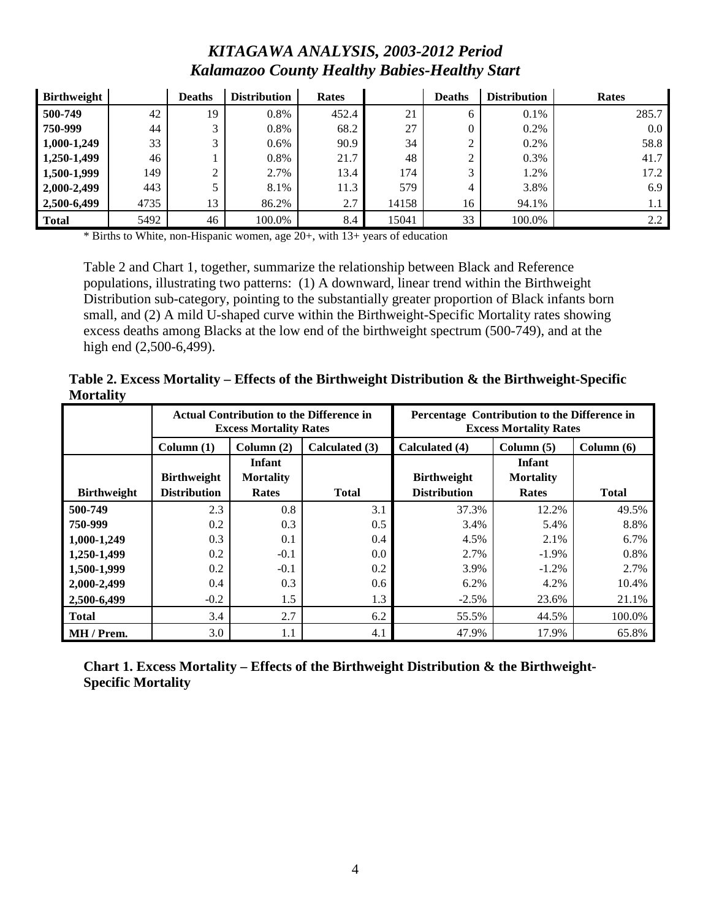# *KITAGAWA ANALYSIS, 2003-2012 Period*
# *Kalamazoo County Healthy Babies-Healthy Start*

| Birthweight | | Deaths | Distribution | Rates | | Deaths | Distribution | Rates |
|---|---|---|---|---|---|---|---|---|
| 500-749 | 42 | 19 | 0.8% | 452.4 | 21 | 6 | 0.1% | 285.7 |
| 750-999 | 44 | 3 | 0.8% | 68.2 | 27 | 0 | 0.2% | 0.0 |
| 1,000-1,249 | 33 | 3 | 0.6% | 90.9 | 34 | 2 | 0.2% | 58.8 |
| 1,250-1,499 | 46 | 1 | 0.8% | 21.7 | 48 | 2 | 0.3% | 41.7 |
| 1,500-1,999 | 149 | 2 | 2.7% | 13.4 | 174 | 3 | 1.2% | 17.2 |
| 2,000-2,499 | 443 | 5 | 8.1% | 11.3 | 579 | 4 | 3.8% | 6.9 |
| 2,500-6,499 | 4735 | 13 | 86.2% | 2.7 | 14158 | 16 | 94.1% | 1.1 |
| Total | 5492 | 46 | 100.0% | 8.4 | 15041 | 33 | 100.0% | 2.2 |

* Births to White, non-Hispanic women, age 20+, with 13+ years of education

Table 2 and Chart 1, together, summarize the relationship between Black and Reference populations, illustrating two patterns: (1) A downward, linear trend within the Birthweight Distribution sub-category, pointing to the substantially greater proportion of Black infants born small, and (2) A mild U-shaped curve within the Birthweight-Specific Mortality rates showing excess deaths among Blacks at the low end of the birthweight spectrum (500-749), and at the high end (2,500-6,499).

**Table 2. Excess Mortality – Effects of the Birthweight Distribution & the Birthweight-Specific Mortality**

| | Actual Contribution to the Difference in Excess Mortality Rates | | | Percentage Contribution to the Difference in Excess Mortality Rates | | |
|---|---|---|---|---|---|---|
| | Column (1) | Column (2) | Calculated (3) | Calculated (4) | Column (5) | Column (6) |
| Birthweight | Birthweight Distribution | Infant Mortality Rates | Total | Birthweight Distribution | Infant Mortality Rates | Total |
| 500-749 | 2.3 | 0.8 | 3.1 | 37.3% | 12.2% | 49.5% |
| 750-999 | 0.2 | 0.3 | 0.5 | 3.4% | 5.4% | 8.8% |
| 1,000-1,249 | 0.3 | 0.1 | 0.4 | 4.5% | 2.1% | 6.7% |
| 1,250-1,499 | 0.2 | -0.1 | 0.0 | 2.7% | -1.9% | 0.8% |
| 1,500-1,999 | 0.2 | -0.1 | 0.2 | 3.9% | -1.2% | 2.7% |
| 2,000-2,499 | 0.4 | 0.3 | 0.6 | 6.2% | 4.2% | 10.4% |
| 2,500-6,499 | -0.2 | 1.5 | 1.3 | -2.5% | 23.6% | 21.1% |
| Total | 3.4 | 2.7 | 6.2 | 55.5% | 44.5% | 100.0% |
| MH / Prem. | 3.0 | 1.1 | 4.1 | 47.9% | 17.9% | 65.8% |

**Chart 1. Excess Mortality – Effects of the Birthweight Distribution & the Birthweight-Specific Mortality**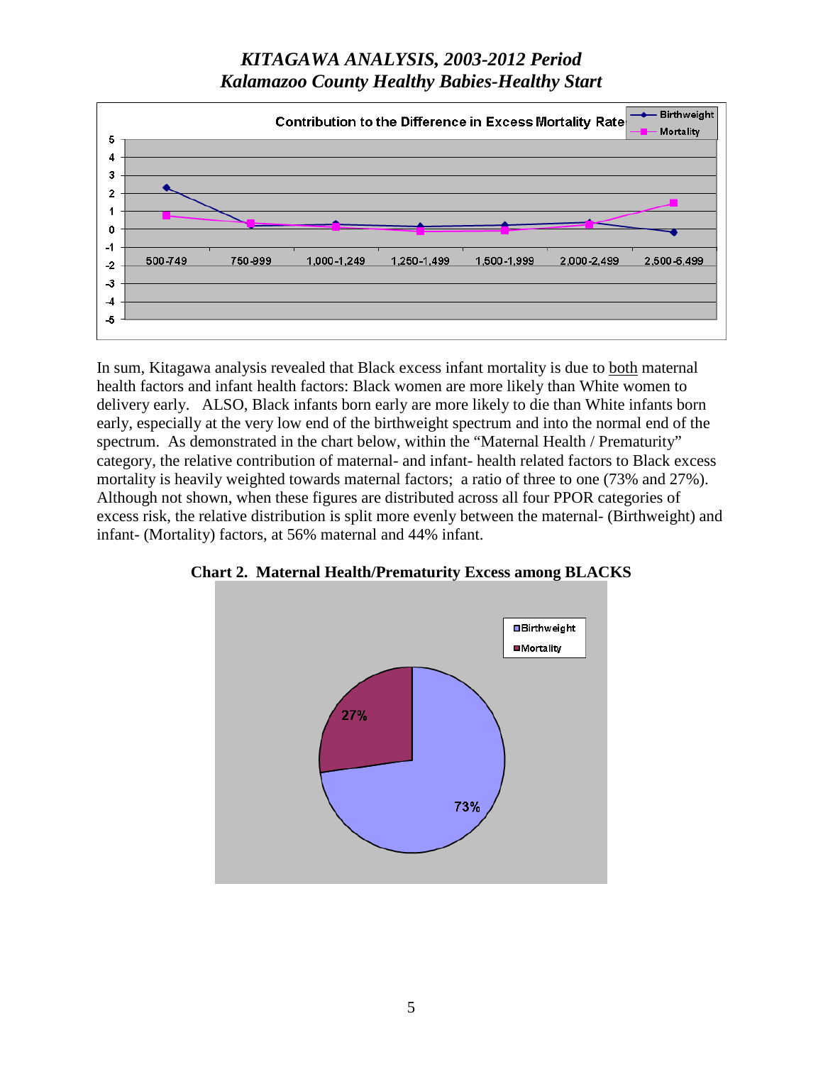## *KITAGAWA ANALYSIS, 2003-2012 Period*
## *Kalamazoo County Healthy Babies-Healthy Start*

In sum, Kitagawa analysis revealed that Black excess infant mortality is due to both maternal health factors and infant health factors: Black women are more likely than White women to delivery early. ALSO, Black infants born early are more likely to die than White infants born early, especially at the very low end of the birthweight spectrum and into the normal end of the spectrum. As demonstrated in the chart below, within the "Maternal Health / Prematurity" category, the relative contribution of maternal- and infant- health related factors to Black excess mortality is heavily weighted towards maternal factors; a ratio of three to one (73% and 27%). Although not shown, when these figures are distributed across all four PPOR categories of excess risk, the relative distribution is split more evenly between the maternal- (Birthweight) and infant- (Mortality) factors, at 56% maternal and 44% infant.

**Chart 2. Maternal Health/Prematurity Excess among BLACKS**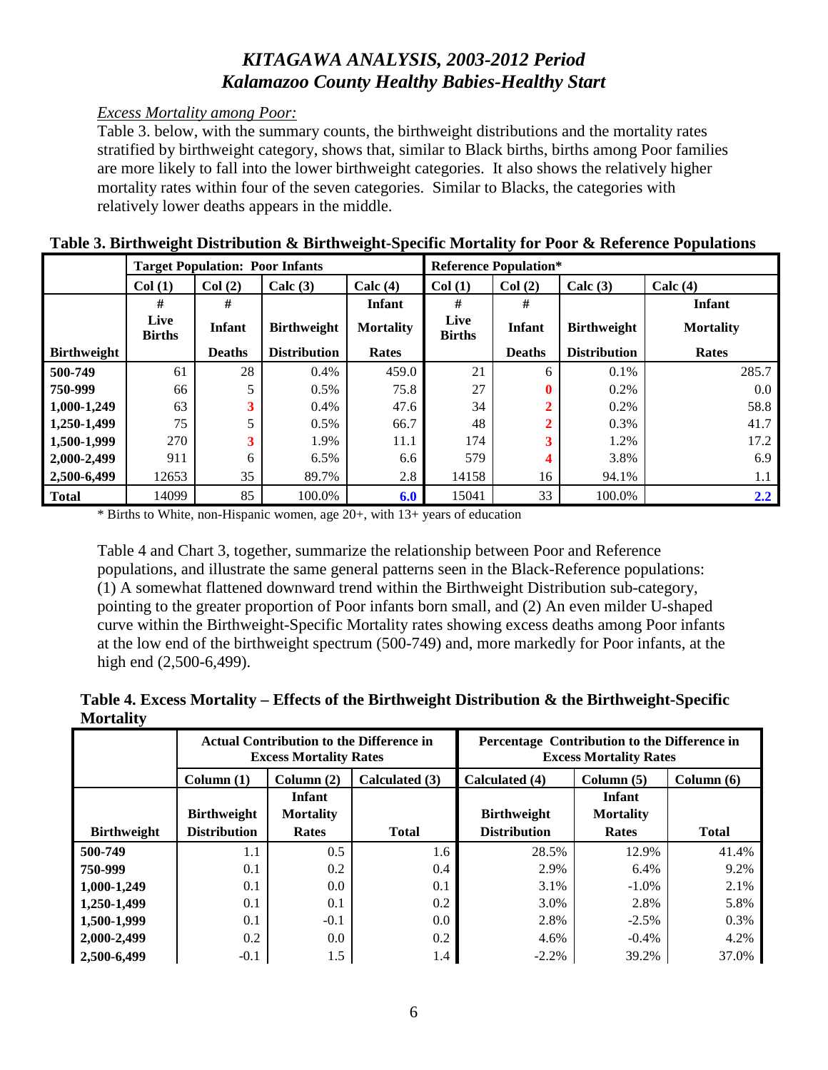# *KITAGAWA ANALYSIS, 2003-2012 Period*
# *Kalamazoo County Healthy Babies-Healthy Start*

*Excess Mortality among Poor:*

Table 3. below, with the summary counts, the birthweight distributions and the mortality rates stratified by birthweight category, shows that, similar to Black births, births among Poor families are more likely to fall into the lower birthweight categories. It also shows the relatively higher mortality rates within four of the seven categories. Similar to Blacks, the categories with relatively lower deaths appears in the middle.

**Table 3. Birthweight Distribution & Birthweight-Specific Mortality for Poor & Reference Populations**

| | Target Population: Poor Infants | | | | Reference Population* | | | |
|---|---|---|---|---|---|---|---|---|
| | Col (1) | Col (2) | Calc (3) | Calc (4) | Col (1) | Col (2) | Calc (3) | Calc (4) |
| Birthweight | # Live Births | # Infant Deaths | Birthweight Distribution | Infant Mortality Rates | # Live Births | # Infant Deaths | Birthweight Distribution | Infant Mortality Rates |
| **500-749** | 61 | 28 | 0.4% | 459.0 | 21 | 6 | 0.1% | 285.7 |
| **750-999** | 66 | 5 | 0.5% | 75.8 | 27 | **0** | 0.2% | 0.0 |
| **1,000-1,249** | 63 | **3** | 0.4% | 47.6 | 34 | **2** | 0.2% | 58.8 |
| **1,250-1,499** | 75 | 5 | 0.5% | 66.7 | 48 | **2** | 0.3% | 41.7 |
| **1,500-1,999** | 270 | **3** | 1.9% | 11.1 | 174 | **3** | 1.2% | 17.2 |
| **2,000-2,499** | 911 | 6 | 6.5% | 6.6 | 579 | **4** | 3.8% | 6.9 |
| **2,500-6,499** | 12653 | 35 | 89.7% | 2.8 | 14158 | 16 | 94.1% | 1.1 |
| **Total** | 14099 | 85 | 100.0% | **6.0** | 15041 | 33 | 100.0% | **2.2** |

\* Births to White, non-Hispanic women, age 20+, with 13+ years of education

Table 4 and Chart 3, together, summarize the relationship between Poor and Reference populations, and illustrate the same general patterns seen in the Black-Reference populations: (1) A somewhat flattened downward trend within the Birthweight Distribution sub-category, pointing to the greater proportion of Poor infants born small, and (2) An even milder U-shaped curve within the Birthweight-Specific Mortality rates showing excess deaths among Poor infants at the low end of the birthweight spectrum (500-749) and, more markedly for Poor infants, at the high end (2,500-6,499).

**Table 4. Excess Mortality – Effects of the Birthweight Distribution & the Birthweight-Specific Mortality**

| | Actual Contribution to the Difference in Excess Mortality Rates | | | Percentage Contribution to the Difference in Excess Mortality Rates | | |
|---|---|---|---|---|---|---|
| | Column (1) | Column (2) | Calculated (3) | Calculated (4) | Column (5) | Column (6) |
| Birthweight | Birthweight Distribution | Infant Mortality Rates | Total | Birthweight Distribution | Infant Mortality Rates | Total |
| **500-749** | 1.1 | 0.5 | 1.6 | 28.5% | 12.9% | 41.4% |
| **750-999** | 0.1 | 0.2 | 0.4 | 2.9% | 6.4% | 9.2% |
| **1,000-1,249** | 0.1 | 0.0 | 0.1 | 3.1% | -1.0% | 2.1% |
| **1,250-1,499** | 0.1 | 0.1 | 0.2 | 3.0% | 2.8% | 5.8% |
| **1,500-1,999** | 0.1 | -0.1 | 0.0 | 2.8% | -2.5% | 0.3% |
| **2,000-2,499** | 0.2 | 0.0 | 0.2 | 4.6% | -0.4% | 4.2% |
| **2,500-6,499** | -0.1 | 1.5 | 1.4 | -2.2% | 39.2% | 37.0% |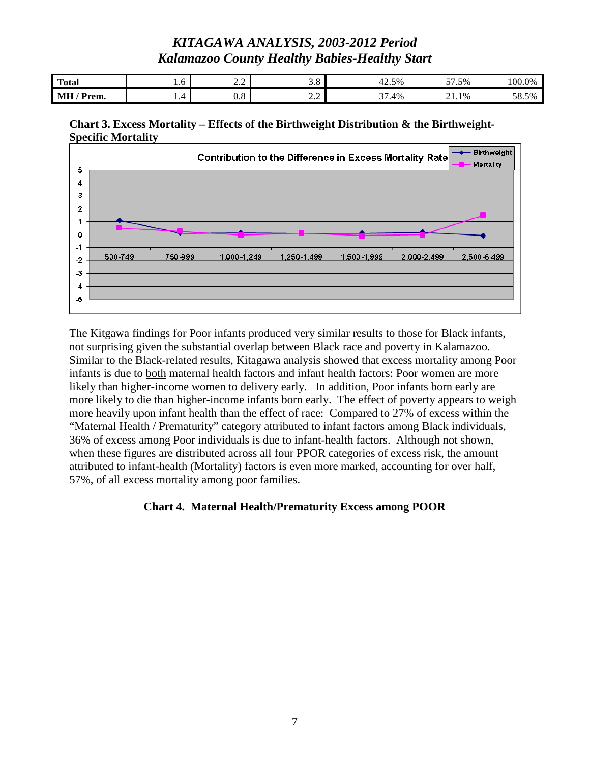## *KITAGAWA ANALYSIS, 2003-2012 Period*
## *Kalamazoo County Healthy Babies-Healthy Start*

| | | | | | | |
|---|---|---|---|---|---|---|
| **Total** | 1.6 | 2.2 | 3.8 | 42.5% | 57.5% | 100.0% |
| **MH / Prem.** | 1.4 | 0.8 | 2.2 | 37.4% | 21.1% | 58.5% |

**Chart 3. Excess Mortality – Effects of the Birthweight Distribution & the Birthweight-Specific Mortality**

Contribution to the Difference in Excess Mortality Rate

| | 500-749 | 750-999 | 1,000-1,249 | 1,250-1,499 | 1,500-1,999 | 2,000-2,499 | 2,500-6,499 |
|---|---|---|---|---|---|---|---|
| Birthweight | 1.1 | 0.1 | 0.1 | 0.1 | 0.1 | 0.15 | -0.1 |
| Mortality | 0.5 | 0.25 | -0.05 | 0.1 | -0.1 | -0.05 | 1.5 |

The Kitgawa findings for Poor infants produced very similar results to those for Black infants, not surprising given the substantial overlap between Black race and poverty in Kalamazoo. Similar to the Black-related results, Kitagawa analysis showed that excess mortality among Poor infants is due to both maternal health factors and infant health factors: Poor women are more likely than higher-income women to delivery early. In addition, Poor infants born early are more likely to die than higher-income infants born early. The effect of poverty appears to weigh more heavily upon infant health than the effect of race: Compared to 27% of excess within the "Maternal Health / Prematurity" category attributed to infant factors among Black individuals, 36% of excess among Poor individuals is due to infant-health factors. Although not shown, when these figures are distributed across all four PPOR categories of excess risk, the amount attributed to infant-health (Mortality) factors is even more marked, accounting for over half, 57%, of all excess mortality among poor families.

**Chart 4. Maternal Health/Prematurity Excess among POOR**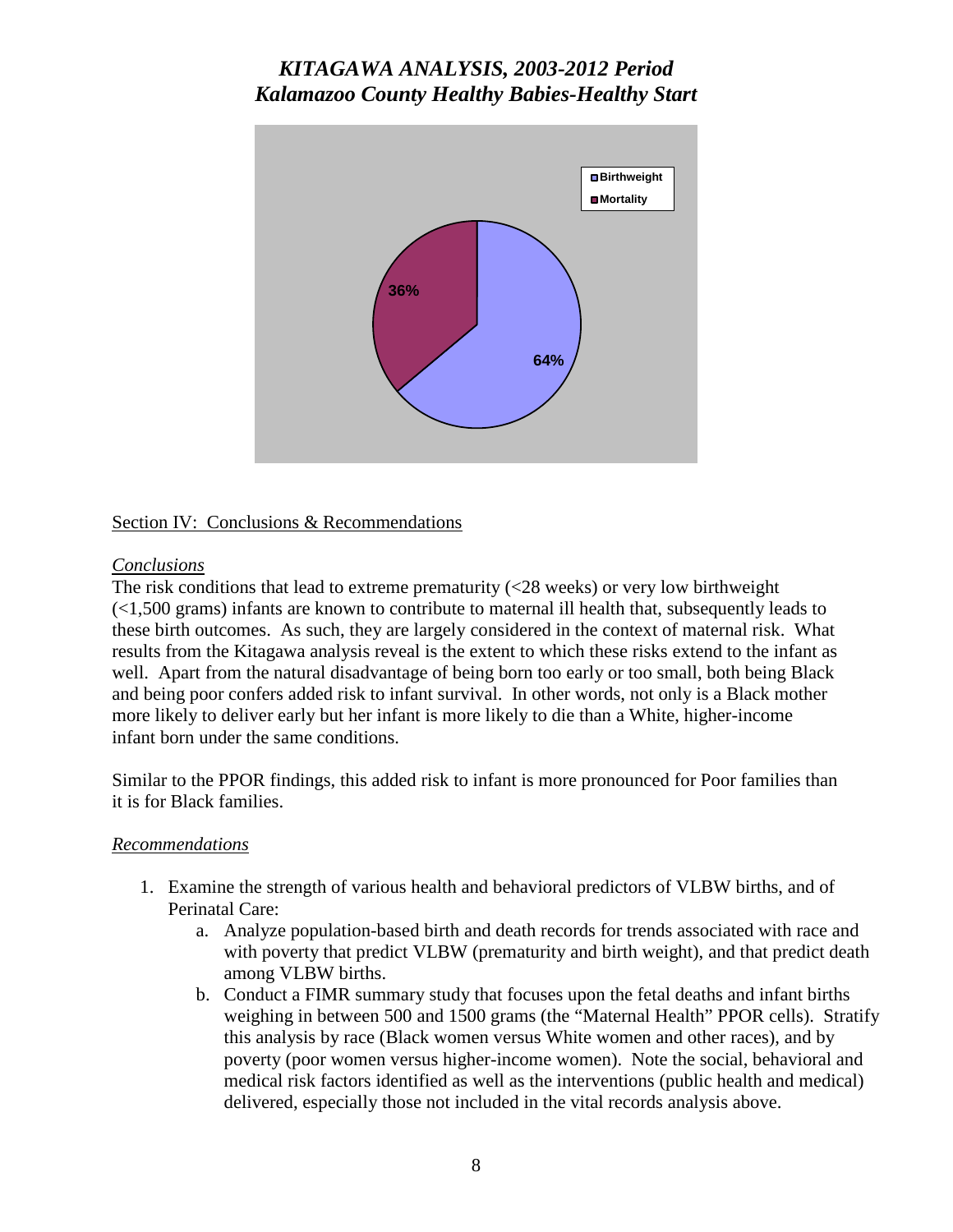*KITAGAWA ANALYSIS, 2003-2012 Period*
*Kalamazoo County Healthy Babies-Healthy Start*

Birthweight
Mortality

36%

64%

Section IV: Conclusions & Recommendations

*Conclusions*

The risk conditions that lead to extreme prematurity (<28 weeks) or very low birthweight (<1,500 grams) infants are known to contribute to maternal ill health that, subsequently leads to these birth outcomes. As such, they are largely considered in the context of maternal risk. What results from the Kitagawa analysis reveal is the extent to which these risks extend to the infant as well. Apart from the natural disadvantage of being born too early or too small, both being Black and being poor confers added risk to infant survival. In other words, not only is a Black mother more likely to deliver early but her infant is more likely to die than a White, higher-income infant born under the same conditions.

Similar to the PPOR findings, this added risk to infant is more pronounced for Poor families than it is for Black families.

*Recommendations*

1. Examine the strength of various health and behavioral predictors of VLBW births, and of Perinatal Care:
   a. Analyze population-based birth and death records for trends associated with race and with poverty that predict VLBW (prematurity and birth weight), and that predict death among VLBW births.
   b. Conduct a FIMR summary study that focuses upon the fetal deaths and infant births weighing in between 500 and 1500 grams (the "Maternal Health" PPOR cells). Stratify this analysis by race (Black women versus White women and other races), and by poverty (poor women versus higher-income women). Note the social, behavioral and medical risk factors identified as well as the interventions (public health and medical) delivered, especially those not included in the vital records analysis above.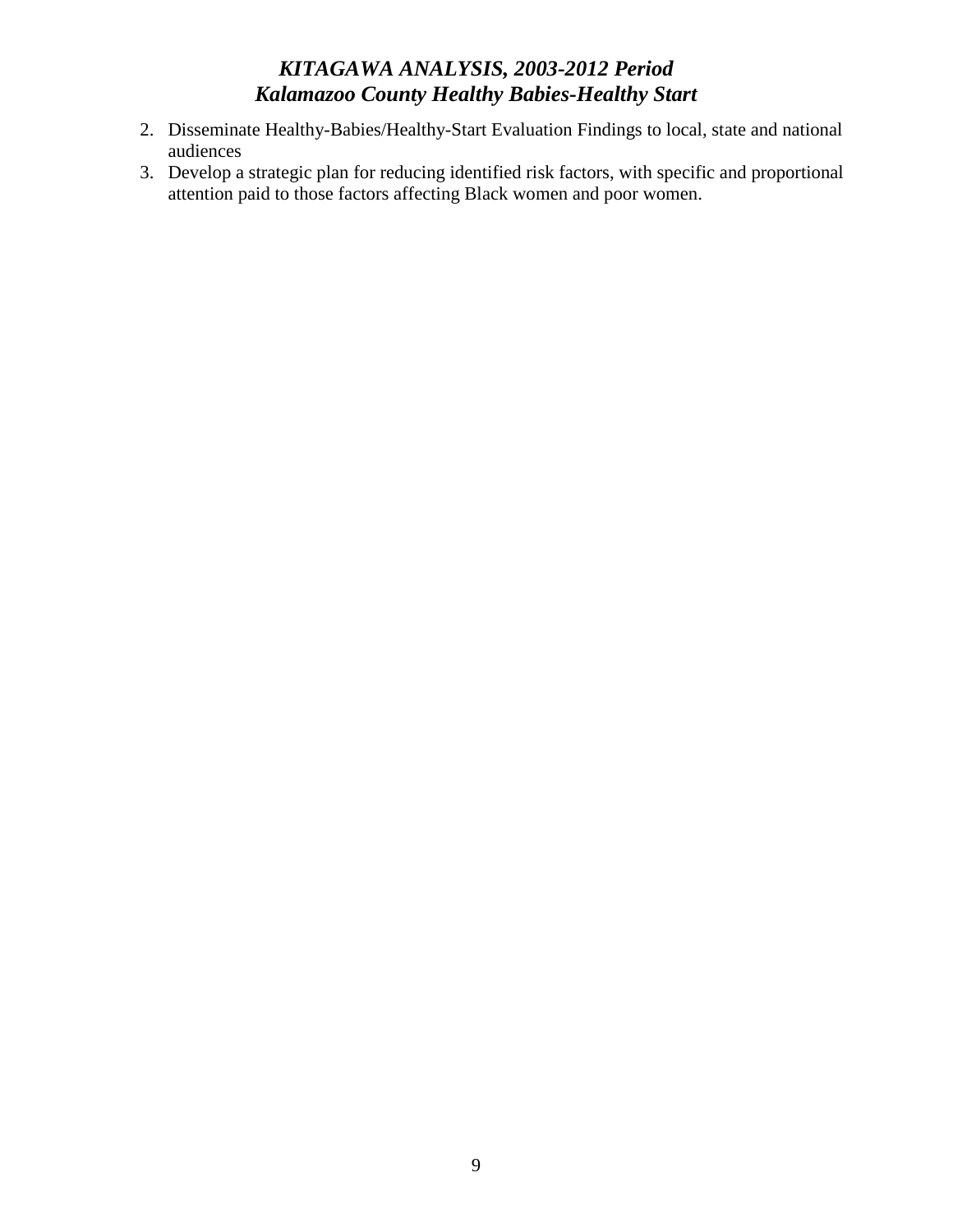2. Disseminate Healthy-Babies/Healthy-Start Evaluation Findings to local, state and national audiences
3. Develop a strategic plan for reducing identified risk factors, with specific and proportional attention paid to those factors affecting Black women and poor women.